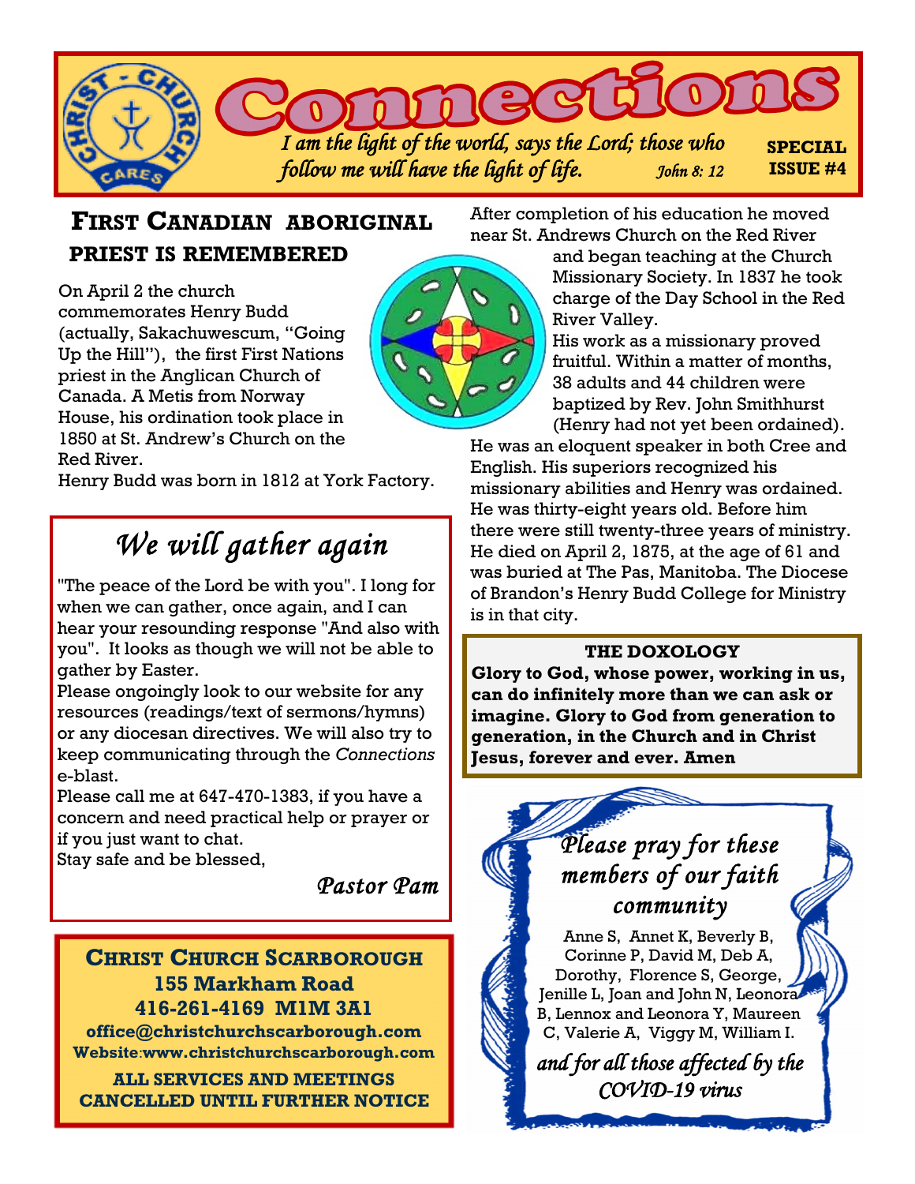# Connections

*I am the light of the world, says the Lord; those who follow me will have the light of life.* John 8: 12

**SPECIAL ISSUE #4**

## First Canadian Aboriginal Priest is Remembered

On April 2 the church commemorates Henry Budd (actually, Sakachuwescum, "Going Up the Hill"), the first First Nations priest in the Anglican Church of Canada. A Metis from Norway House, his ordination took place in 1850 at St. Andrew's Church on the Red River.

Henry Budd was born in 1812 at York Factory.

After completion of his education he moved near St. Andrews Church on the Red River and began teaching at the Church Missionary Society. In 1837 he took charge of the Day School in the Red River Valley.

His work as a missionary proved fruitful. Within a matter of months, 38 adults and 44 children were baptized by Rev. John Smithhurst (Henry had not yet been ordained).

He was an eloquent speaker in both Cree and English. His superiors recognized his missionary abilities and Henry was ordained. He was thirty-eight years old. Before him there were still twenty-three years of ministry. He died on April 2, 1875, at the age of 61 and was buried at The Pas, Manitoba. The Diocese of Brandon's Henry Budd College for Ministry is in that city.

## *We will gather again*

"The peace of the Lord be with you". I long for when we can gather, once again, and I can hear your resounding response "And also with you". It looks as though we will not be able to gather by Easter.

Please ongoingly look to our website for any resources (readings/text of sermons/hymns) or any diocesan directives. We will also try to keep communicating through the *Connections* e-blast.

Please call me at 647-470-1383, if you have a concern and need practical help or prayer or if you just want to chat.

Stay safe and be blessed,

*Pastor Pam*

### THE DOXOLOGY

**Glory to God, whose power, working in us, can do infinitely more than we can ask or imagine. Glory to God from generation to generation, in the Church and in Christ Jesus, forever and ever. Amen**

**Christ Church Scarborough**
**155 Markham Road**
**416-261-4169 M1M 3A1**
**office@christchurchscarborough.com**
**Website:www.christchurchscarborough.com**

**ALL SERVICES AND MEETINGS CANCELLED UNTIL FURTHER NOTICE**

## *Please pray for these members of our faith community*

Anne S, Annet K, Beverly B, Corinne P, David M, Deb A, Dorothy, Florence S, George, Jenille L, Joan and John N, Leonora B, Lennox and Leonora Y, Maureen C, Valerie A, Viggy M, William I.

*and for all those affected by the COVID-19 virus*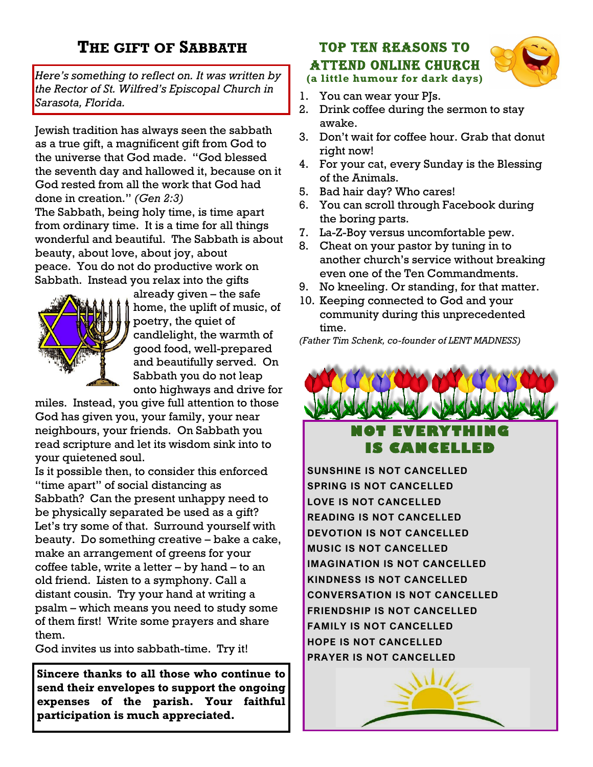## The gift of Sabbath

*Here's something to reflect on. It was written by the Rector of St. Wilfred's Episcopal Church in Sarasota, Florida.*

Jewish tradition has always seen the sabbath as a true gift, a magnificent gift from God to the universe that God made. "God blessed the seventh day and hallowed it, because on it God rested from all the work that God had done in creation." *(Gen 2:3)*

The Sabbath, being holy time, is time apart from ordinary time. It is a time for all things wonderful and beautiful. The Sabbath is about beauty, about love, about joy, about peace. You do not do productive work on Sabbath. Instead you relax into the gifts already given – the safe home, the uplift of music, of poetry, the quiet of candlelight, the warmth of good food, well-prepared and beautifully served. On Sabbath you do not leap onto highways and drive for miles. Instead, you give full attention to those God has given you, your family, your near neighbours, your friends. On Sabbath you read scripture and let its wisdom sink into to your quietened soul.

Is it possible then, to consider this enforced "time apart" of social distancing as Sabbath? Can the present unhappy need to be physically separated be used as a gift? Let's try some of that. Surround yourself with beauty. Do something creative – bake a cake, make an arrangement of greens for your coffee table, write a letter – by hand – to an old friend. Listen to a symphony. Call a distant cousin. Try your hand at writing a psalm – which means you need to study some of them first! Write some prayers and share them.

God invites us into sabbath-time. Try it!

**Sincere thanks to all those who continue to send their envelopes to support the ongoing expenses of the parish. Your faithful participation is much appreciated.**

## Top Ten Reasons to Attend Online Church

**(a little humour for dark days)**

1. You can wear your PJs.
2. Drink coffee during the sermon to stay awake.
3. Don't wait for coffee hour. Grab that donut right now!
4. For your cat, every Sunday is the Blessing of the Animals.
5. Bad hair day? Who cares!
6. You can scroll through Facebook during the boring parts.
7. La-Z-Boy versus uncomfortable pew.
8. Cheat on your pastor by tuning in to another church's service without breaking even one of the Ten Commandments.
9. No kneeling. Or standing, for that matter.
10. Keeping connected to God and your community during this unprecedented time.

*(Father Tim Schenk, co-founder of LENT MADNESS)*

## NOT EVERYTHING IS CANCELLED

**SUNSHINE IS NOT CANCELLED**
**SPRING IS NOT CANCELLED**
**LOVE IS NOT CANCELLED**
**READING IS NOT CANCELLED**
**DEVOTION IS NOT CANCELLED**
**MUSIC IS NOT CANCELLED**
**IMAGINATION IS NOT CANCELLED**
**KINDNESS IS NOT CANCELLED**
**CONVERSATION IS NOT CANCELLED**
**FRIENDSHIP IS NOT CANCELLED**
**FAMILY IS NOT CANCELLED**
**HOPE IS NOT CANCELLED**
**PRAYER IS NOT CANCELLED**